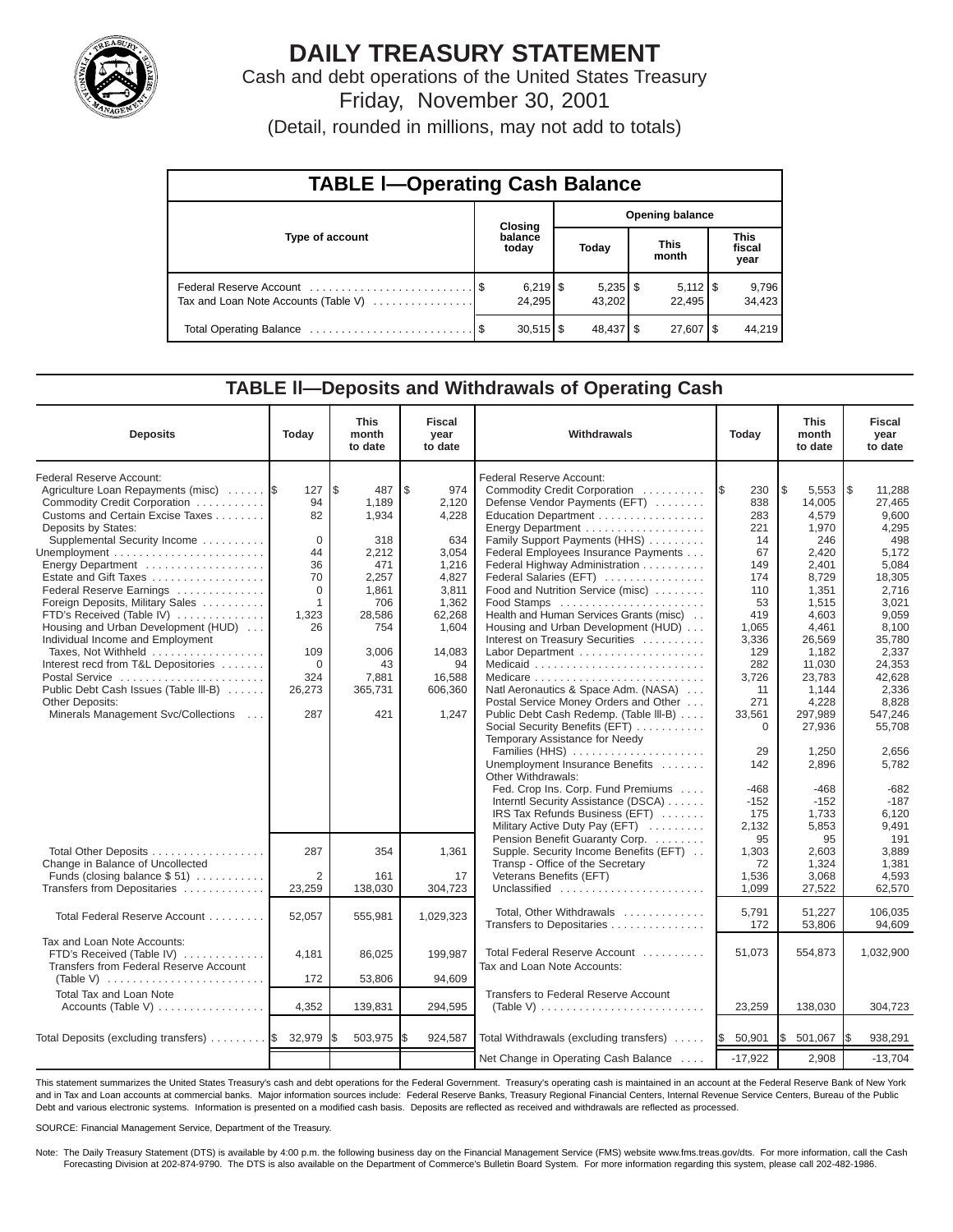# DAILY TREASURY STATEMENT

Cash and debt operations of the United States Treasury

Friday, November 30, 2001

(Detail, rounded in millions, may not add to totals)

## TABLE I—Operating Cash Balance

| Type of account | Closing balance today | Opening balance Today | Opening balance This month | Opening balance This fiscal year |
|---|---|---|---|---|
| Federal Reserve Account | $ 6,219 | $ 5,235 | $ 5,112 | $ 9,796 |
| Tax and Loan Note Accounts (Table V) | 24,295 | 43,202 | 22,495 | 34,423 |
| Total Operating Balance | $ 30,515 | $ 48,437 | $ 27,607 | $ 44,219 |

## TABLE II—Deposits and Withdrawals of Operating Cash

| Deposits | Today | This month to date | Fiscal year to date |
|---|---|---|---|
| Federal Reserve Account: | | | |
| Agriculture Loan Repayments (misc) | $ 127 | $ 487 | $ 974 |
| Commodity Credit Corporation | 94 | 1,189 | 2,120 |
| Customs and Certain Excise Taxes | 82 | 1,934 | 4,228 |
| Deposits by States: | | | |
| Supplemental Security Income | 0 | 318 | 634 |
| Unemployment | 44 | 2,212 | 3,054 |
| Energy Department | 36 | 471 | 1,216 |
| Estate and Gift Taxes | 70 | 2,257 | 4,827 |
| Federal Reserve Earnings | 0 | 1,861 | 3,811 |
| Foreign Deposits, Military Sales | 1 | 706 | 1,362 |
| FTD's Received (Table IV) | 1,323 | 28,586 | 62,268 |
| Housing and Urban Development (HUD) | 26 | 754 | 1,604 |
| Individual Income and Employment Taxes, Not Withheld | 109 | 3,006 | 14,083 |
| Interest recd from T&L Depositories | 0 | 43 | 94 |
| Postal Service | 324 | 7,881 | 16,588 |
| Public Debt Cash Issues (Table III-B) | 26,273 | 365,731 | 606,360 |
| Other Deposits: | | | |
| Minerals Management Svc/Collections | 287 | 421 | 1,247 |
| Total Other Deposits | 287 | 354 | 1,361 |
| Change in Balance of Uncollected Funds (closing balance $ 51) | 2 | 161 | 17 |
| Transfers from Depositaries | 23,259 | 138,030 | 304,723 |
| Total Federal Reserve Account | 52,057 | 555,981 | 1,029,323 |
| Tax and Loan Note Accounts: | | | |
| FTD's Received (Table IV) | 4,181 | 86,025 | 199,987 |
| Transfers from Federal Reserve Account (Table V) | 172 | 53,806 | 94,609 |
| Total Tax and Loan Note Accounts (Table V) | 4,352 | 139,831 | 294,595 |
| Total Deposits (excluding transfers) | $ 32,979 | $ 503,975 | $ 924,587 |

| Withdrawals | Today | This month to date | Fiscal year to date |
|---|---|---|---|
| Federal Reserve Account: | | | |
| Commodity Credit Corporation | $ 230 | $ 5,553 | $ 11,288 |
| Defense Vendor Payments (EFT) | 838 | 14,005 | 27,465 |
| Education Department | 283 | 4,579 | 9,600 |
| Energy Department | 221 | 1,970 | 4,295 |
| Family Support Payments (HHS) | 14 | 246 | 498 |
| Federal Employees Insurance Payments | 67 | 2,420 | 5,172 |
| Federal Highway Administration | 149 | 2,401 | 5,084 |
| Federal Salaries (EFT) | 174 | 8,729 | 18,305 |
| Food and Nutrition Service (misc) | 110 | 1,351 | 2,716 |
| Food Stamps | 53 | 1,515 | 3,021 |
| Health and Human Services Grants (misc) | 419 | 4,603 | 9,059 |
| Housing and Urban Development (HUD) | 1,065 | 4,461 | 8,100 |
| Interest on Treasury Securities | 3,336 | 26,569 | 35,780 |
| Labor Department | 129 | 1,182 | 2,337 |
| Medicaid | 282 | 11,030 | 24,353 |
| Medicare | 3,726 | 23,783 | 42,628 |
| Natl Aeronautics & Space Adm. (NASA) | 11 | 1,144 | 2,336 |
| Postal Service Money Orders and Other | 271 | 4,228 | 8,828 |
| Public Debt Cash Redemp. (Table III-B) | 33,561 | 297,989 | 547,246 |
| Social Security Benefits (EFT) | 0 | 27,936 | 55,708 |
| Temporary Assistance for Needy Families (HHS) | 29 | 1,250 | 2,656 |
| Unemployment Insurance Benefits | 142 | 2,896 | 5,782 |
| Other Withdrawals: | | | |
| Fed. Crop Ins. Corp. Fund Premiums | -468 | -468 | -682 |
| Interntl Security Assistance (DSCA) | -152 | -152 | -187 |
| IRS Tax Refunds Business (EFT) | 175 | 1,733 | 6,120 |
| Military Active Duty Pay (EFT) | 2,132 | 5,853 | 9,491 |
| Pension Benefit Guaranty Corp. | 95 | 95 | 191 |
| Supple. Security Income Benefits (EFT) | 1,303 | 2,603 | 3,889 |
| Transp - Office of the Secretary | 72 | 1,324 | 1,381 |
| Veterans Benefits (EFT) | 1,536 | 3,068 | 4,593 |
| Unclassified | 1,099 | 27,522 | 62,570 |
| Total, Other Withdrawals | 5,791 | 51,227 | 106,035 |
| Transfers to Depositaries | 172 | 53,806 | 94,609 |
| Total Federal Reserve Account | 51,073 | 554,873 | 1,032,900 |
| Tax and Loan Note Accounts: | | | |
| Transfers to Federal Reserve Account (Table V) | 23,259 | 138,030 | 304,723 |
| Total Withdrawals (excluding transfers) | $ 50,901 | $ 501,067 | $ 938,291 |
| Net Change in Operating Cash Balance | -17,922 | 2,908 | -13,704 |

This statement summarizes the United States Treasury's cash and debt operations for the Federal Government. Treasury's operating cash is maintained in an account at the Federal Reserve Bank of New York and in Tax and Loan accounts at commercial banks. Major information sources include: Federal Reserve Banks, Treasury Regional Financial Centers, Internal Revenue Service Centers, Bureau of the Public Debt and various electronic systems. Information is presented on a modified cash basis. Deposits are reflected as received and withdrawals are reflected as processed.

SOURCE: Financial Management Service, Department of the Treasury.

Note: The Daily Treasury Statement (DTS) is available by 4:00 p.m. the following business day on the Financial Management Service (FMS) website www.fms.treas.gov/dts. For more information, call the Cash Forecasting Division at 202-874-9790. The DTS is also available on the Department of Commerce's Bulletin Board System. For more information regarding this system, please call 202-482-1986.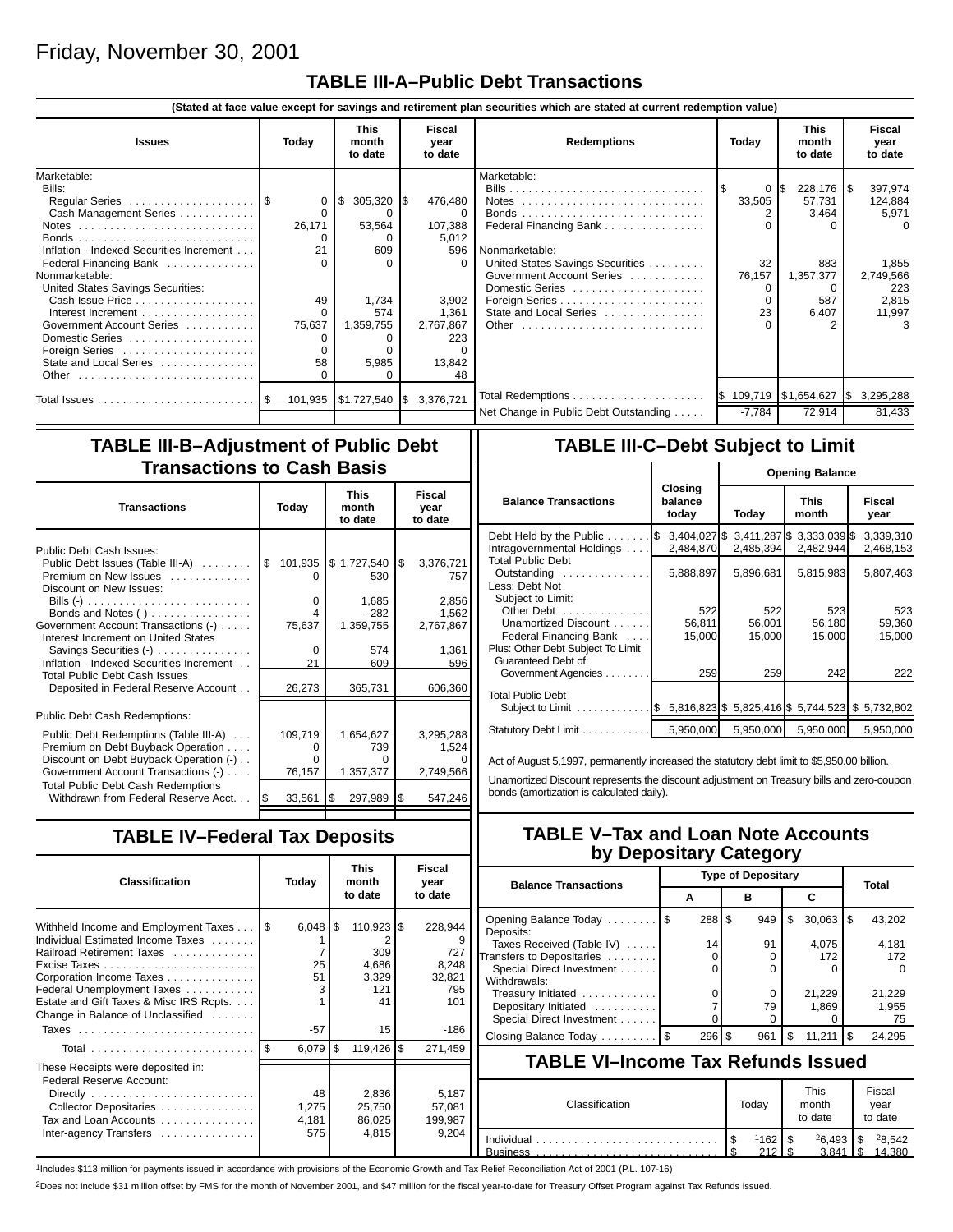Friday, November 30, 2001

## TABLE III-A–Public Debt Transactions

(Stated at face value except for savings and retirement plan securities which are stated at current redemption value)

| Issues | Today | This month to date | Fiscal year to date |
|---|---|---|---|
| Marketable: | | | |
| Bills: | | | |
| Regular Series | $ 0 | $ 305,320 | $ 476,480 |
| Cash Management Series | 0 | 0 | 0 |
| Notes | 26,171 | 53,564 | 107,388 |
| Bonds | 0 | 0 | 5,012 |
| Inflation - Indexed Securities Increment | 21 | 609 | 596 |
| Federal Financing Bank | 0 | 0 | 0 |
| Nonmarketable: | | | |
| United States Savings Securities: | | | |
| Cash Issue Price | 49 | 1,734 | 3,902 |
| Interest Increment | 0 | 574 | 1,361 |
| Government Account Series | 75,637 | 1,359,755 | 2,767,867 |
| Domestic Series | 0 | 0 | 223 |
| Foreign Series | 0 | 0 | 0 |
| State and Local Series | 58 | 5,985 | 13,842 |
| Other | 0 | 0 | 48 |
| Total Issues | $ 101,935 | $1,727,540 | $ 3,376,721 |

| Redemptions | Today | This month to date | Fiscal year to date |
|---|---|---|---|
| Marketable: | | | |
| Bills | $ 0 | $ 228,176 | $ 397,974 |
| Notes | 33,505 | 57,731 | 124,884 |
| Bonds | 2 | 3,464 | 5,971 |
| Federal Financing Bank | 0 | 0 | 0 |
| Nonmarketable: | | | |
| United States Savings Securities | 32 | 883 | 1,855 |
| Government Account Series | 76,157 | 1,357,377 | 2,749,566 |
| Domestic Series | 0 | 0 | 223 |
| Foreign Series | 0 | 587 | 2,815 |
| State and Local Series | 23 | 6,407 | 11,997 |
| Other | 0 | 2 | 3 |
| Total Redemptions | $ 109,719 | $1,654,627 | $ 3,295,288 |
| Net Change in Public Debt Outstanding | -7,784 | 72,914 | 81,433 |

## TABLE III-B–Adjustment of Public Debt Transactions to Cash Basis

| Transactions | Today | This month to date | Fiscal year to date |
|---|---|---|---|
| Public Debt Cash Issues: | | | |
| Public Debt Issues (Table III-A) | $ 101,935 | $ 1,727,540 | $ 3,376,721 |
| Premium on New Issues | 0 | 530 | 757 |
| Discount on New Issues: | | | |
| Bills (-) | 0 | 1,685 | 2,856 |
| Bonds and Notes (-) | 4 | -282 | -1,562 |
| Government Account Transactions (-) | 75,637 | 1,359,755 | 2,767,867 |
| Interest Increment on United States Savings Securities (-) | 0 | 574 | 1,361 |
| Inflation - Indexed Securities Increment | 21 | 609 | 596 |
| Total Public Debt Cash Issues Deposited in Federal Reserve Account | 26,273 | 365,731 | 606,360 |
| Public Debt Cash Redemptions: | | | |
| Public Debt Redemptions (Table III-A) | 109,719 | 1,654,627 | 3,295,288 |
| Premium on Debt Buyback Operation | 0 | 739 | 1,524 |
| Discount on Debt Buyback Operation (-) | 0 | 0 | 0 |
| Government Account Transactions (-) | 76,157 | 1,357,377 | 2,749,566 |
| Total Public Debt Cash Redemptions Withdrawn from Federal Reserve Acct. | $ 33,561 | $ 297,989 | $ 547,246 |

## TABLE III-C–Debt Subject to Limit

| Balance Transactions | Closing balance today | Opening Balance Today | Opening Balance This month | Opening Balance Fiscal year |
|---|---|---|---|---|
| Debt Held by the Public | $ 3,404,027 | $ 3,411,287 | $ 3,333,039 | $ 3,339,310 |
| Intragovernmental Holdings | 2,484,870 | 2,485,394 | 2,482,944 | 2,468,153 |
| Total Public Debt Outstanding | 5,888,897 | 5,896,681 | 5,815,983 | 5,807,463 |
| Less: Debt Not Subject to Limit: | | | | |
| Other Debt | 522 | 522 | 523 | 523 |
| Unamortized Discount | 56,811 | 56,001 | 56,180 | 59,360 |
| Federal Financing Bank | 15,000 | 15,000 | 15,000 | 15,000 |
| Plus: Other Debt Subject To Limit Guaranteed Debt of Government Agencies | 259 | 259 | 242 | 222 |
| Total Public Debt Subject to Limit | $ 5,816,823 | $ 5,825,416 | $ 5,744,523 | $ 5,732,802 |
| Statutory Debt Limit | 5,950,000 | 5,950,000 | 5,950,000 | 5,950,000 |

Act of August 5,1997, permanently increased the statutory debt limit to $5,950.00 billion.

Unamortized Discount represents the discount adjustment on Treasury bills and zero-coupon bonds (amortization is calculated daily).

## TABLE IV–Federal Tax Deposits

| Classification | Today | This month to date | Fiscal year to date |
|---|---|---|---|
| Withheld Income and Employment Taxes | $ 6,048 | $ 110,923 | $ 228,944 |
| Individual Estimated Income Taxes | 1 | 2 | 9 |
| Railroad Retirement Taxes | 7 | 309 | 727 |
| Excise Taxes | 25 | 4,686 | 8,248 |
| Corporation Income Taxes | 51 | 3,329 | 32,821 |
| Federal Unemployment Taxes | 3 | 121 | 795 |
| Estate and Gift Taxes & Misc IRS Rcpts. | 1 | 41 | 101 |
| Change in Balance of Unclassified Taxes | -57 | 15 | -186 |
| Total | $ 6,079 | $ 119,426 | $ 271,459 |
| These Receipts were deposited in: | | | |
| Federal Reserve Account: | | | |
| Directly | 48 | 2,836 | 5,187 |
| Collector Depositaries | 1,275 | 25,750 | 57,081 |
| Tax and Loan Accounts | 4,181 | 86,025 | 199,987 |
| Inter-agency Transfers | 575 | 4,815 | 9,204 |

## TABLE V–Tax and Loan Note Accounts by Depositary Category

| Balance Transactions | A | B | C | Total |
|---|---|---|---|---|
| Opening Balance Today | $ 288 | $ 949 | $ 30,063 | $ 43,202 |
| Deposits: | | | | |
| Taxes Received (Table IV) | 14 | 91 | 4,075 | 4,181 |
| Transfers to Depositaries | 0 | 0 | 172 | 172 |
| Special Direct Investment | 0 | 0 | 0 | 0 |
| Withdrawals: | | | | |
| Treasury Initiated | 0 | 0 | 21,229 | 21,229 |
| Depositary Initiated | 7 | 79 | 1,869 | 1,955 |
| Special Direct Investment | 0 | 0 | 0 | 75 |
| Closing Balance Today | $ 296 | $ 961 | $ 11,211 | $ 24,295 |

## TABLE VI–Income Tax Refunds Issued

| Classification | Today | This month to date | Fiscal year to date |
|---|---|---|---|
| Individual | $ [1]162 | $ [2]6,493 | $ [2]8,542 |
| Business | $ 212 | $ 3,841 | $ 14,380 |

[1]Includes $113 million for payments issued in accordance with provisions of the Economic Growth and Tax Relief Reconciliation Act of 2001 (P.L. 107-16)

[2]Does not include $31 million offset by FMS for the month of November 2001, and $47 million for the fiscal year-to-date for Treasury Offset Program against Tax Refunds issued.